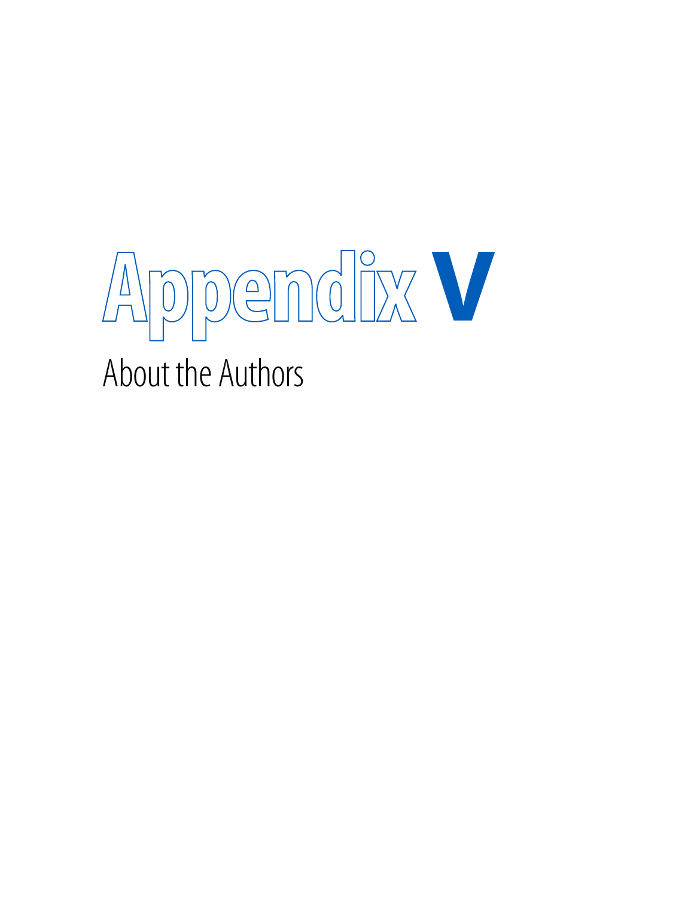# Appendix V

## About the Authors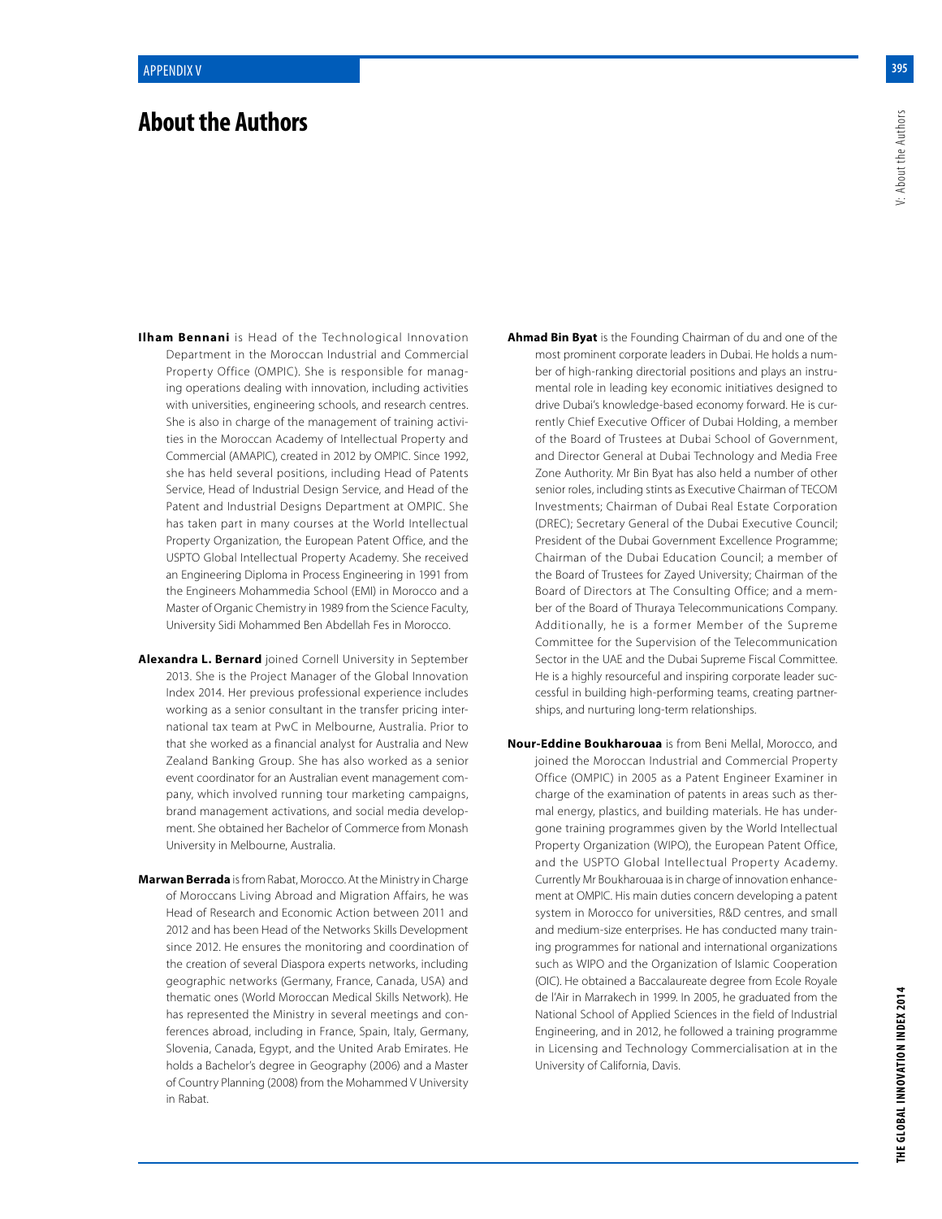# About the Authors

**Ilham Bennani** is Head of the Technological Innovation Department in the Moroccan Industrial and Commercial Property Office (OMPIC). She is responsible for managing operations dealing with innovation, including activities with universities, engineering schools, and research centres. She is also in charge of the management of training activities in the Moroccan Academy of Intellectual Property and Commercial (AMAPIC), created in 2012 by OMPIC. Since 1992, she has held several positions, including Head of Patents Service, Head of Industrial Design Service, and Head of the Patent and Industrial Designs Department at OMPIC. She has taken part in many courses at the World Intellectual Property Organization, the European Patent Office, and the USPTO Global Intellectual Property Academy. She received an Engineering Diploma in Process Engineering in 1991 from the Engineers Mohammedia School (EMI) in Morocco and a Master of Organic Chemistry in 1989 from the Science Faculty, University Sidi Mohammed Ben Abdellah Fes in Morocco.

**Alexandra L. Bernard** joined Cornell University in September 2013. She is the Project Manager of the Global Innovation Index 2014. Her previous professional experience includes working as a senior consultant in the transfer pricing international tax team at PwC in Melbourne, Australia. Prior to that she worked as a financial analyst for Australia and New Zealand Banking Group. She has also worked as a senior event coordinator for an Australian event management company, which involved running tour marketing campaigns, brand management activations, and social media development. She obtained her Bachelor of Commerce from Monash University in Melbourne, Australia.

**Marwan Berrada** is from Rabat, Morocco. At the Ministry in Charge of Moroccans Living Abroad and Migration Affairs, he was Head of Research and Economic Action between 2011 and 2012 and has been Head of the Networks Skills Development since 2012. He ensures the monitoring and coordination of the creation of several Diaspora experts networks, including geographic networks (Germany, France, Canada, USA) and thematic ones (World Moroccan Medical Skills Network). He has represented the Ministry in several meetings and conferences abroad, including in France, Spain, Italy, Germany, Slovenia, Canada, Egypt, and the United Arab Emirates. He holds a Bachelor's degree in Geography (2006) and a Master of Country Planning (2008) from the Mohammed V University in Rabat.

**Ahmad Bin Byat** is the Founding Chairman of du and one of the most prominent corporate leaders in Dubai. He holds a number of high-ranking directorial positions and plays an instrumental role in leading key economic initiatives designed to drive Dubai's knowledge-based economy forward. He is currently Chief Executive Officer of Dubai Holding, a member of the Board of Trustees at Dubai School of Government, and Director General at Dubai Technology and Media Free Zone Authority. Mr Bin Byat has also held a number of other senior roles, including stints as Executive Chairman of TECOM Investments; Chairman of Dubai Real Estate Corporation (DREC); Secretary General of the Dubai Executive Council; President of the Dubai Government Excellence Programme; Chairman of the Dubai Education Council; a member of the Board of Trustees for Zayed University; Chairman of the Board of Directors at The Consulting Office; and a member of the Board of Thuraya Telecommunications Company. Additionally, he is a former Member of the Supreme Committee for the Supervision of the Telecommunication Sector in the UAE and the Dubai Supreme Fiscal Committee. He is a highly resourceful and inspiring corporate leader successful in building high-performing teams, creating partnerships, and nurturing long-term relationships.

**Nour-Eddine Boukharouaa** is from Beni Mellal, Morocco, and joined the Moroccan Industrial and Commercial Property Office (OMPIC) in 2005 as a Patent Engineer Examiner in charge of the examination of patents in areas such as thermal energy, plastics, and building materials. He has undergone training programmes given by the World Intellectual Property Organization (WIPO), the European Patent Office, and the USPTO Global Intellectual Property Academy. Currently Mr Boukharouaa is in charge of innovation enhancement at OMPIC. His main duties concern developing a patent system in Morocco for universities, R&D centres, and small and medium-size enterprises. He has conducted many training programmes for national and international organizations such as WIPO and the Organization of Islamic Cooperation (OIC). He obtained a Baccalaureate degree from Ecole Royale de l'Air in Marrakech in 1999. In 2005, he graduated from the National School of Applied Sciences in the field of Industrial Engineering, and in 2012, he followed a training programme in Licensing and Technology Commercialisation at in the University of California, Davis.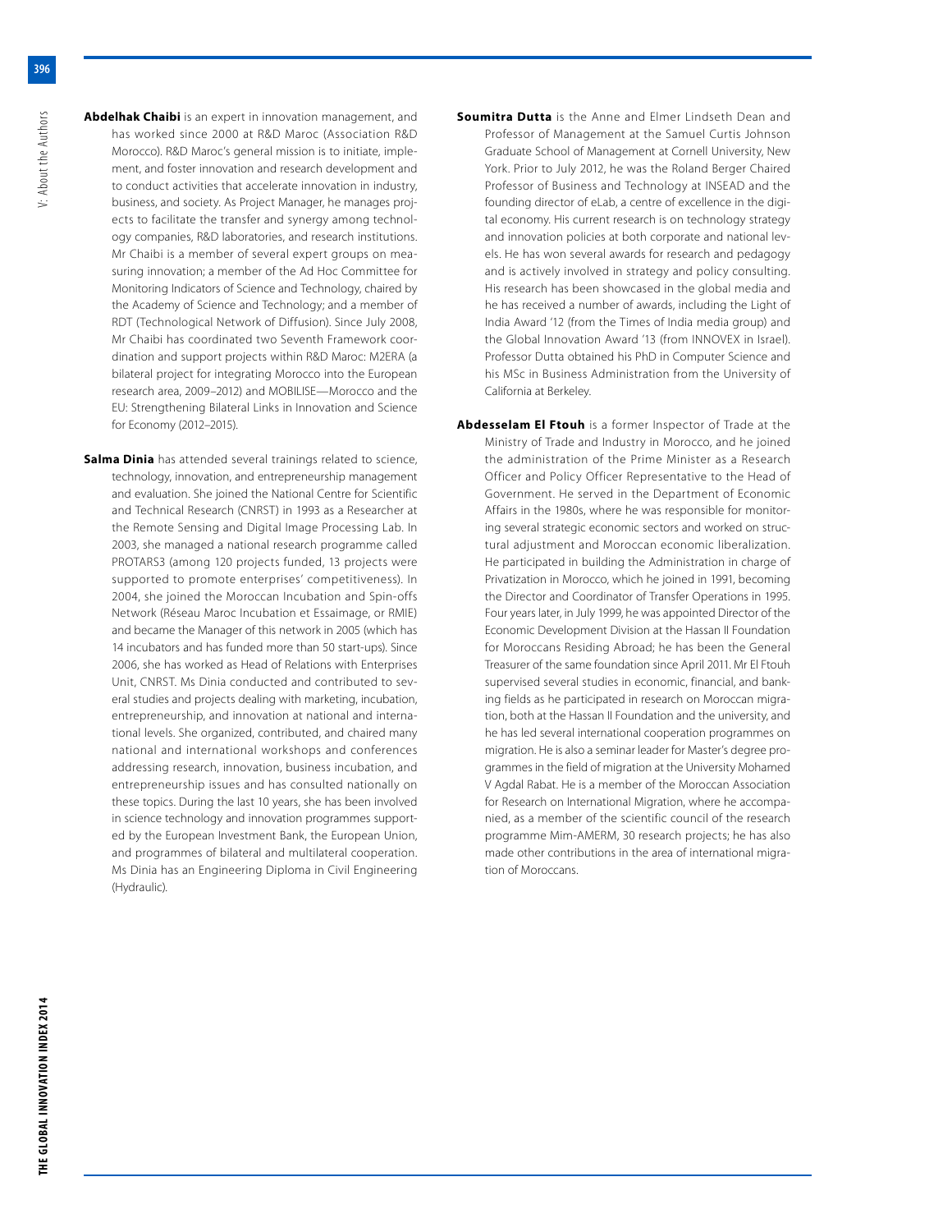**Abdelhak Chaibi** is an expert in innovation management, and has worked since 2000 at R&D Maroc (Association R&D Morocco). R&D Maroc's general mission is to initiate, implement, and foster innovation and research development and to conduct activities that accelerate innovation in industry, business, and society. As Project Manager, he manages projects to facilitate the transfer and synergy among technology companies, R&D laboratories, and research institutions. Mr Chaibi is a member of several expert groups on measuring innovation; a member of the Ad Hoc Committee for Monitoring Indicators of Science and Technology, chaired by the Academy of Science and Technology; and a member of RDT (Technological Network of Diffusion). Since July 2008, Mr Chaibi has coordinated two Seventh Framework coordination and support projects within R&D Maroc: M2ERA (a bilateral project for integrating Morocco into the European research area, 2009–2012) and MOBILISE—Morocco and the EU: Strengthening Bilateral Links in Innovation and Science for Economy (2012–2015).

**Salma Dinia** has attended several trainings related to science, technology, innovation, and entrepreneurship management and evaluation. She joined the National Centre for Scientific and Technical Research (CNRST) in 1993 as a Researcher at the Remote Sensing and Digital Image Processing Lab. In 2003, she managed a national research programme called PROTARS3 (among 120 projects funded, 13 projects were supported to promote enterprises' competitiveness). In 2004, she joined the Moroccan Incubation and Spin-offs Network (Réseau Maroc Incubation et Essaimage, or RMIE) and became the Manager of this network in 2005 (which has 14 incubators and has funded more than 50 start-ups). Since 2006, she has worked as Head of Relations with Enterprises Unit, CNRST. Ms Dinia conducted and contributed to several studies and projects dealing with marketing, incubation, entrepreneurship, and innovation at national and international levels. She organized, contributed, and chaired many national and international workshops and conferences addressing research, innovation, business incubation, and entrepreneurship issues and has consulted nationally on these topics. During the last 10 years, she has been involved in science technology and innovation programmes supported by the European Investment Bank, the European Union, and programmes of bilateral and multilateral cooperation. Ms Dinia has an Engineering Diploma in Civil Engineering (Hydraulic).

**Soumitra Dutta** is the Anne and Elmer Lindseth Dean and Professor of Management at the Samuel Curtis Johnson Graduate School of Management at Cornell University, New York. Prior to July 2012, he was the Roland Berger Chaired Professor of Business and Technology at INSEAD and the founding director of eLab, a centre of excellence in the digital economy. His current research is on technology strategy and innovation policies at both corporate and national levels. He has won several awards for research and pedagogy and is actively involved in strategy and policy consulting. His research has been showcased in the global media and he has received a number of awards, including the Light of India Award '12 (from the Times of India media group) and the Global Innovation Award '13 (from INNOVEX in Israel). Professor Dutta obtained his PhD in Computer Science and his MSc in Business Administration from the University of California at Berkeley.

**Abdesselam El Ftouh** is a former Inspector of Trade at the Ministry of Trade and Industry in Morocco, and he joined the administration of the Prime Minister as a Research Officer and Policy Officer Representative to the Head of Government. He served in the Department of Economic Affairs in the 1980s, where he was responsible for monitoring several strategic economic sectors and worked on structural adjustment and Moroccan economic liberalization. He participated in building the Administration in charge of Privatization in Morocco, which he joined in 1991, becoming the Director and Coordinator of Transfer Operations in 1995. Four years later, in July 1999, he was appointed Director of the Economic Development Division at the Hassan II Foundation for Moroccans Residing Abroad; he has been the General Treasurer of the same foundation since April 2011. Mr El Ftouh supervised several studies in economic, financial, and banking fields as he participated in research on Moroccan migration, both at the Hassan II Foundation and the university, and he has led several international cooperation programmes on migration. He is also a seminar leader for Master's degree programmes in the field of migration at the University Mohamed V Agdal Rabat. He is a member of the Moroccan Association for Research on International Migration, where he accompanied, as a member of the scientific council of the research programme Mim-AMERM, 30 research projects; he has also made other contributions in the area of international migration of Moroccans.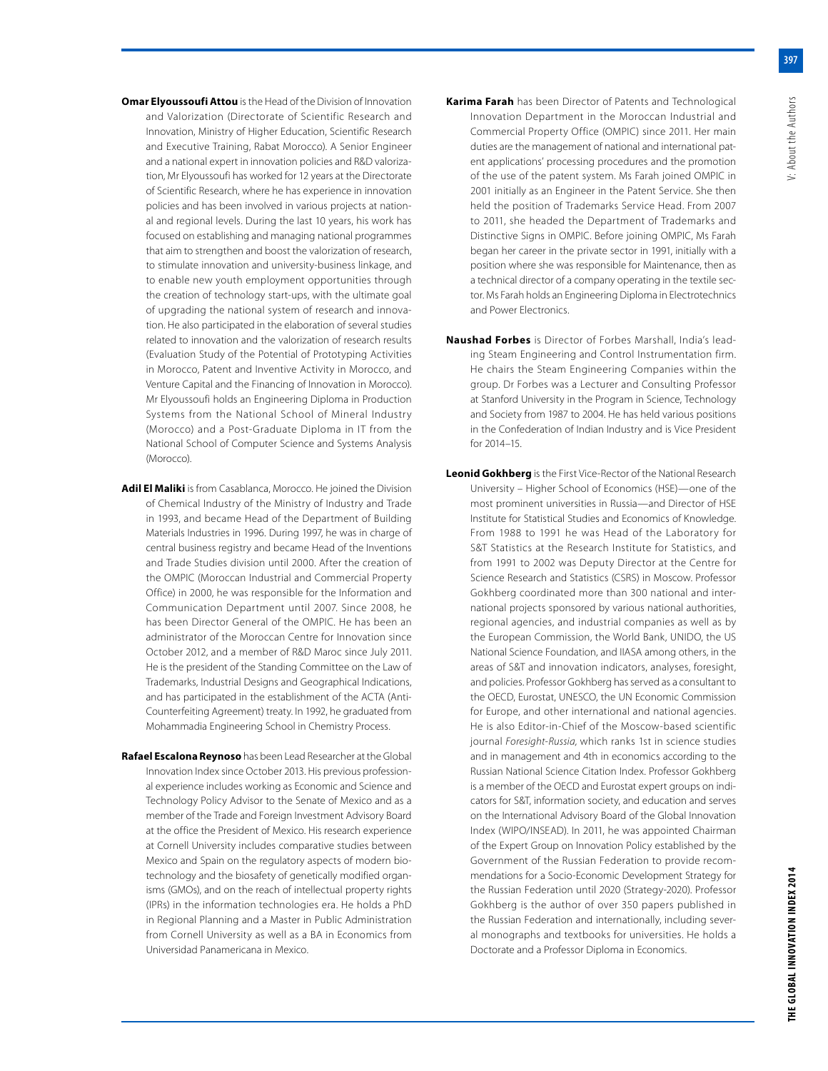**Omar Elyoussoufi Attou** is the Head of the Division of Innovation and Valorization (Directorate of Scientific Research and Innovation, Ministry of Higher Education, Scientific Research and Executive Training, Rabat Morocco). A Senior Engineer and a national expert in innovation policies and R&D valorization, Mr Elyoussoufi has worked for 12 years at the Directorate of Scientific Research, where he has experience in innovation policies and has been involved in various projects at national and regional levels. During the last 10 years, his work has focused on establishing and managing national programmes that aim to strengthen and boost the valorization of research, to stimulate innovation and university-business linkage, and to enable new youth employment opportunities through the creation of technology start-ups, with the ultimate goal of upgrading the national system of research and innovation. He also participated in the elaboration of several studies related to innovation and the valorization of research results (Evaluation Study of the Potential of Prototyping Activities in Morocco, Patent and Inventive Activity in Morocco, and Venture Capital and the Financing of Innovation in Morocco). Mr Elyoussoufi holds an Engineering Diploma in Production Systems from the National School of Mineral Industry (Morocco) and a Post-Graduate Diploma in IT from the National School of Computer Science and Systems Analysis (Morocco).

**Adil El Maliki** is from Casablanca, Morocco. He joined the Division of Chemical Industry of the Ministry of Industry and Trade in 1993, and became Head of the Department of Building Materials Industries in 1996. During 1997, he was in charge of central business registry and became Head of the Inventions and Trade Studies division until 2000. After the creation of the OMPIC (Moroccan Industrial and Commercial Property Office) in 2000, he was responsible for the Information and Communication Department until 2007. Since 2008, he has been Director General of the OMPIC. He has been an administrator of the Moroccan Centre for Innovation since October 2012, and a member of R&D Maroc since July 2011. He is the president of the Standing Committee on the Law of Trademarks, Industrial Designs and Geographical Indications, and has participated in the establishment of the ACTA (Anti-Counterfeiting Agreement) treaty. In 1992, he graduated from Mohammadia Engineering School in Chemistry Process.

**Rafael Escalona Reynoso** has been Lead Researcher at the Global Innovation Index since October 2013. His previous professional experience includes working as Economic and Science and Technology Policy Advisor to the Senate of Mexico and as a member of the Trade and Foreign Investment Advisory Board at the office the President of Mexico. His research experience at Cornell University includes comparative studies between Mexico and Spain on the regulatory aspects of modern biotechnology and the biosafety of genetically modified organisms (GMOs), and on the reach of intellectual property rights (IPRs) in the information technologies era. He holds a PhD in Regional Planning and a Master in Public Administration from Cornell University as well as a BA in Economics from Universidad Panamericana in Mexico.

**Karima Farah** has been Director of Patents and Technological Innovation Department in the Moroccan Industrial and Commercial Property Office (OMPIC) since 2011. Her main duties are the management of national and international patent applications' processing procedures and the promotion of the use of the patent system. Ms Farah joined OMPIC in 2001 initially as an Engineer in the Patent Service. She then held the position of Trademarks Service Head. From 2007 to 2011, she headed the Department of Trademarks and Distinctive Signs in OMPIC. Before joining OMPIC, Ms Farah began her career in the private sector in 1991, initially with a position where she was responsible for Maintenance, then as a technical director of a company operating in the textile sector. Ms Farah holds an Engineering Diploma in Electrotechnics and Power Electronics.

**Naushad Forbes** is Director of Forbes Marshall, India's leading Steam Engineering and Control Instrumentation firm. He chairs the Steam Engineering Companies within the group. Dr Forbes was a Lecturer and Consulting Professor at Stanford University in the Program in Science, Technology and Society from 1987 to 2004. He has held various positions in the Confederation of Indian Industry and is Vice President for 2014–15.

**Leonid Gokhberg** is the First Vice-Rector of the National Research University – Higher School of Economics (HSE)—one of the most prominent universities in Russia—and Director of HSE Institute for Statistical Studies and Economics of Knowledge. From 1988 to 1991 he was Head of the Laboratory for S&T Statistics at the Research Institute for Statistics, and from 1991 to 2002 was Deputy Director at the Centre for Science Research and Statistics (CSRS) in Moscow. Professor Gokhberg coordinated more than 300 national and international projects sponsored by various national authorities, regional agencies, and industrial companies as well as by the European Commission, the World Bank, UNIDO, the US National Science Foundation, and IIASA among others, in the areas of S&T and innovation indicators, analyses, foresight, and policies. Professor Gokhberg has served as a consultant to the OECD, Eurostat, UNESCO, the UN Economic Commission for Europe, and other international and national agencies. He is also Editor-in-Chief of the Moscow-based scientific journal *Foresight-Russia*, which ranks 1st in science studies and in management and 4th in economics according to the Russian National Science Citation Index. Professor Gokhberg is a member of the OECD and Eurostat expert groups on indicators for S&T, information society, and education and serves on the International Advisory Board of the Global Innovation Index (WIPO/INSEAD). In 2011, he was appointed Chairman of the Expert Group on Innovation Policy established by the Government of the Russian Federation to provide recommendations for a Socio-Economic Development Strategy for the Russian Federation until 2020 (Strategy-2020). Professor Gokhberg is the author of over 350 papers published in the Russian Federation and internationally, including several monographs and textbooks for universities. He holds a Doctorate and a Professor Diploma in Economics.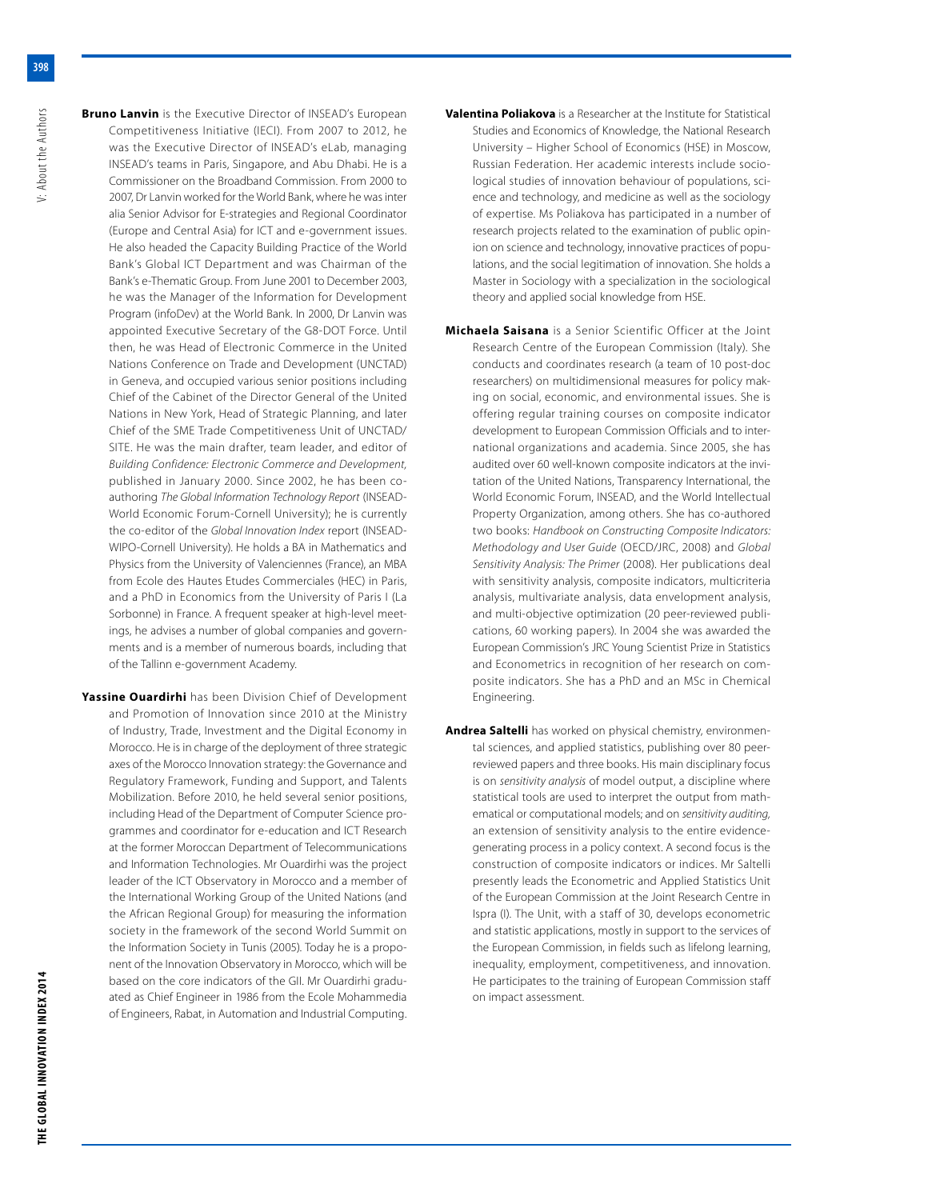**Bruno Lanvin** is the Executive Director of INSEAD's European Competitiveness Initiative (IECI). From 2007 to 2012, he was the Executive Director of INSEAD's eLab, managing INSEAD's teams in Paris, Singapore, and Abu Dhabi. He is a Commissioner on the Broadband Commission. From 2000 to 2007, Dr Lanvin worked for the World Bank, where he was inter alia Senior Advisor for E-strategies and Regional Coordinator (Europe and Central Asia) for ICT and e-government issues. He also headed the Capacity Building Practice of the World Bank's Global ICT Department and was Chairman of the Bank's e-Thematic Group. From June 2001 to December 2003, he was the Manager of the Information for Development Program (infoDev) at the World Bank. In 2000, Dr Lanvin was appointed Executive Secretary of the G8-DOT Force. Until then, he was Head of Electronic Commerce in the United Nations Conference on Trade and Development (UNCTAD) in Geneva, and occupied various senior positions including Chief of the Cabinet of the Director General of the United Nations in New York, Head of Strategic Planning, and later Chief of the SME Trade Competitiveness Unit of UNCTAD/SITE. He was the main drafter, team leader, and editor of *Building Confidence: Electronic Commerce and Development*, published in January 2000. Since 2002, he has been co-authoring *The Global Information Technology Report* (INSEAD-World Economic Forum-Cornell University); he is currently the co-editor of the *Global Innovation Index* report (INSEAD-WIPO-Cornell University). He holds a BA in Mathematics and Physics from the University of Valenciennes (France), an MBA from Ecole des Hautes Etudes Commerciales (HEC) in Paris, and a PhD in Economics from the University of Paris I (La Sorbonne) in France. A frequent speaker at high-level meetings, he advises a number of global companies and governments and is a member of numerous boards, including that of the Tallinn e-government Academy.

**Yassine Ouardirhi** has been Division Chief of Development and Promotion of Innovation since 2010 at the Ministry of Industry, Trade, Investment and the Digital Economy in Morocco. He is in charge of the deployment of three strategic axes of the Morocco Innovation strategy: the Governance and Regulatory Framework, Funding and Support, and Talents Mobilization. Before 2010, he held several senior positions, including Head of the Department of Computer Science programmes and coordinator for e-education and ICT Research at the former Moroccan Department of Telecommunications and Information Technologies. Mr Ouardirhi was the project leader of the ICT Observatory in Morocco and a member of the International Working Group of the United Nations (and the African Regional Group) for measuring the information society in the framework of the second World Summit on the Information Society in Tunis (2005). Today he is a proponent of the Innovation Observatory in Morocco, which will be based on the core indicators of the GII. Mr Ouardirhi graduated as Chief Engineer in 1986 from the Ecole Mohammedia of Engineers, Rabat, in Automation and Industrial Computing.

**Valentina Poliakova** is a Researcher at the Institute for Statistical Studies and Economics of Knowledge, the National Research University – Higher School of Economics (HSE) in Moscow, Russian Federation. Her academic interests include sociological studies of innovation behaviour of populations, science and technology, and medicine as well as the sociology of expertise. Ms Poliakova has participated in a number of research projects related to the examination of public opinion on science and technology, innovative practices of populations, and the social legitimation of innovation. She holds a Master in Sociology with a specialization in the sociological theory and applied social knowledge from HSE.

**Michaela Saisana** is a Senior Scientific Officer at the Joint Research Centre of the European Commission (Italy). She conducts and coordinates research (a team of 10 post-doc researchers) on multidimensional measures for policy making on social, economic, and environmental issues. She is offering regular training courses on composite indicator development to European Commission Officials and to international organizations and academia. Since 2005, she has audited over 60 well-known composite indicators at the invitation of the United Nations, Transparency International, the World Economic Forum, INSEAD, and the World Intellectual Property Organization, among others. She has co-authored two books: *Handbook on Constructing Composite Indicators: Methodology and User Guide* (OECD/JRC, 2008) and *Global Sensitivity Analysis: The Primer* (2008). Her publications deal with sensitivity analysis, composite indicators, multicriteria analysis, multivariate analysis, data envelopment analysis, and multi-objective optimization (20 peer-reviewed publications, 60 working papers). In 2004 she was awarded the European Commission's JRC Young Scientist Prize in Statistics and Econometrics in recognition of her research on composite indicators. She has a PhD and an MSc in Chemical Engineering.

**Andrea Saltelli** has worked on physical chemistry, environmental sciences, and applied statistics, publishing over 80 peer-reviewed papers and three books. His main disciplinary focus is on *sensitivity analysis* of model output, a discipline where statistical tools are used to interpret the output from mathematical or computational models; and on *sensitivity auditing*, an extension of sensitivity analysis to the entire evidence-generating process in a policy context. A second focus is the construction of composite indicators or indices. Mr Saltelli presently leads the Econometric and Applied Statistics Unit of the European Commission at the Joint Research Centre in Ispra (I). The Unit, with a staff of 30, develops econometric and statistic applications, mostly in support to the services of the European Commission, in fields such as lifelong learning, inequality, employment, competitiveness, and innovation. He participates to the training of European Commission staff on impact assessment.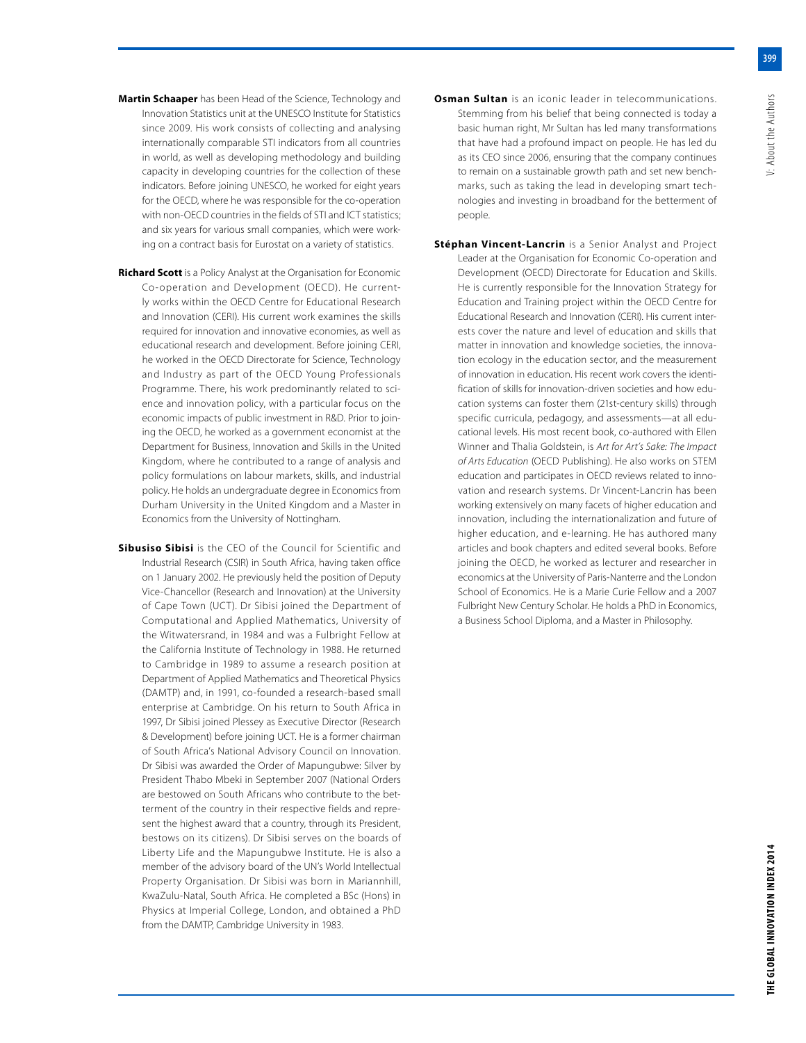**Martin Schaaper** has been Head of the Science, Technology and Innovation Statistics unit at the UNESCO Institute for Statistics since 2009. His work consists of collecting and analysing internationally comparable STI indicators from all countries in world, as well as developing methodology and building capacity in developing countries for the collection of these indicators. Before joining UNESCO, he worked for eight years for the OECD, where he was responsible for the co-operation with non-OECD countries in the fields of STI and ICT statistics; and six years for various small companies, which were working on a contract basis for Eurostat on a variety of statistics.

**Richard Scott** is a Policy Analyst at the Organisation for Economic Co-operation and Development (OECD). He currently works within the OECD Centre for Educational Research and Innovation (CERI). His current work examines the skills required for innovation and innovative economies, as well as educational research and development. Before joining CERI, he worked in the OECD Directorate for Science, Technology and Industry as part of the OECD Young Professionals Programme. There, his work predominantly related to science and innovation policy, with a particular focus on the economic impacts of public investment in R&D. Prior to joining the OECD, he worked as a government economist at the Department for Business, Innovation and Skills in the United Kingdom, where he contributed to a range of analysis and policy formulations on labour markets, skills, and industrial policy. He holds an undergraduate degree in Economics from Durham University in the United Kingdom and a Master in Economics from the University of Nottingham.

**Sibusiso Sibisi** is the CEO of the Council for Scientific and Industrial Research (CSIR) in South Africa, having taken office on 1 January 2002. He previously held the position of Deputy Vice-Chancellor (Research and Innovation) at the University of Cape Town (UCT). Dr Sibisi joined the Department of Computational and Applied Mathematics, University of the Witwatersrand, in 1984 and was a Fulbright Fellow at the California Institute of Technology in 1988. He returned to Cambridge in 1989 to assume a research position at Department of Applied Mathematics and Theoretical Physics (DAMTP) and, in 1991, co-founded a research-based small enterprise at Cambridge. On his return to South Africa in 1997, Dr Sibisi joined Plessey as Executive Director (Research & Development) before joining UCT. He is a former chairman of South Africa's National Advisory Council on Innovation. Dr Sibisi was awarded the Order of Mapungubwe: Silver by President Thabo Mbeki in September 2007 (National Orders are bestowed on South Africans who contribute to the betterment of the country in their respective fields and represent the highest award that a country, through its President, bestows on its citizens). Dr Sibisi serves on the boards of Liberty Life and the Mapungubwe Institute. He is also a member of the advisory board of the UN's World Intellectual Property Organisation. Dr Sibisi was born in Mariannhill, KwaZulu-Natal, South Africa. He completed a BSc (Hons) in Physics at Imperial College, London, and obtained a PhD from the DAMTP, Cambridge University in 1983.

**Osman Sultan** is an iconic leader in telecommunications. Stemming from his belief that being connected is today a basic human right, Mr Sultan has led many transformations that have had a profound impact on people. He has led du as its CEO since 2006, ensuring that the company continues to remain on a sustainable growth path and set new benchmarks, such as taking the lead in developing smart technologies and investing in broadband for the betterment of people.

**Stéphan Vincent-Lancrin** is a Senior Analyst and Project Leader at the Organisation for Economic Co-operation and Development (OECD) Directorate for Education and Skills. He is currently responsible for the Innovation Strategy for Education and Training project within the OECD Centre for Educational Research and Innovation (CERI). His current interests cover the nature and level of education and skills that matter in innovation and knowledge societies, the innovation ecology in the education sector, and the measurement of innovation in education. His recent work covers the identification of skills for innovation-driven societies and how education systems can foster them (21st-century skills) through specific curricula, pedagogy, and assessments—at all educational levels. His most recent book, co-authored with Ellen Winner and Thalia Goldstein, is *Art for Art's Sake: The Impact of Arts Education* (OECD Publishing). He also works on STEM education and participates in OECD reviews related to innovation and research systems. Dr Vincent-Lancrin has been working extensively on many facets of higher education and innovation, including the internationalization and future of higher education, and e-learning. He has authored many articles and book chapters and edited several books. Before joining the OECD, he worked as lecturer and researcher in economics at the University of Paris-Nanterre and the London School of Economics. He is a Marie Curie Fellow and a 2007 Fulbright New Century Scholar. He holds a PhD in Economics, a Business School Diploma, and a Master in Philosophy.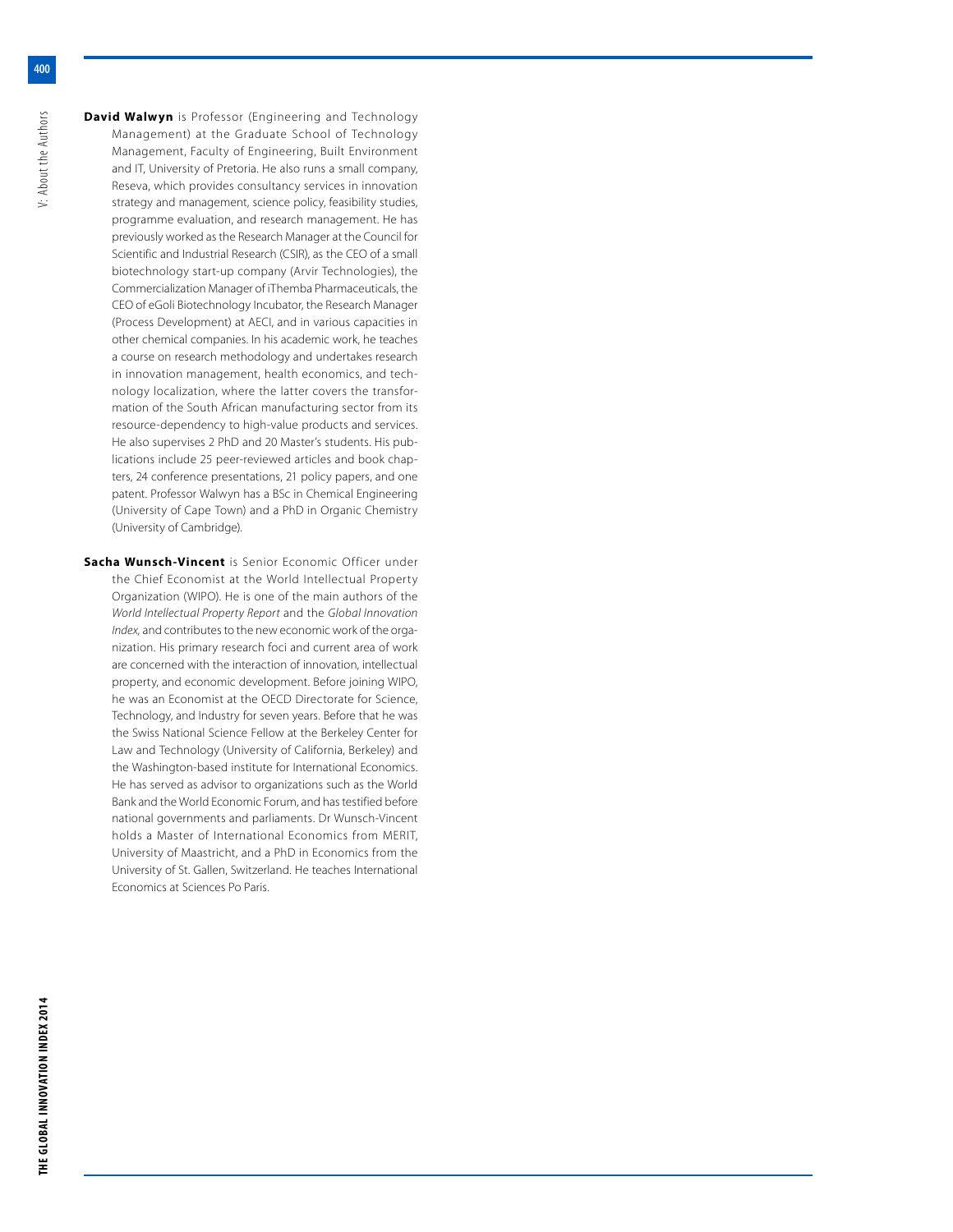**David Walwyn** is Professor (Engineering and Technology Management) at the Graduate School of Technology Management, Faculty of Engineering, Built Environment and IT, University of Pretoria. He also runs a small company, Reseva, which provides consultancy services in innovation strategy and management, science policy, feasibility studies, programme evaluation, and research management. He has previously worked as the Research Manager at the Council for Scientific and Industrial Research (CSIR), as the CEO of a small biotechnology start-up company (Arvir Technologies), the Commercialization Manager of iThemba Pharmaceuticals, the CEO of eGoli Biotechnology Incubator, the Research Manager (Process Development) at AECI, and in various capacities in other chemical companies. In his academic work, he teaches a course on research methodology and undertakes research in innovation management, health economics, and technology localization, where the latter covers the transformation of the South African manufacturing sector from its resource-dependency to high-value products and services. He also supervises 2 PhD and 20 Master's students. His publications include 25 peer-reviewed articles and book chapters, 24 conference presentations, 21 policy papers, and one patent. Professor Walwyn has a BSc in Chemical Engineering (University of Cape Town) and a PhD in Organic Chemistry (University of Cambridge).

**Sacha Wunsch-Vincent** is Senior Economic Officer under the Chief Economist at the World Intellectual Property Organization (WIPO). He is one of the main authors of the *World Intellectual Property Report* and the *Global Innovation Index*, and contributes to the new economic work of the organization. His primary research foci and current area of work are concerned with the interaction of innovation, intellectual property, and economic development. Before joining WIPO, he was an Economist at the OECD Directorate for Science, Technology, and Industry for seven years. Before that he was the Swiss National Science Fellow at the Berkeley Center for Law and Technology (University of California, Berkeley) and the Washington-based institute for International Economics. He has served as advisor to organizations such as the World Bank and the World Economic Forum, and has testified before national governments and parliaments. Dr Wunsch-Vincent holds a Master of International Economics from MERIT, University of Maastricht, and a PhD in Economics from the University of St. Gallen, Switzerland. He teaches International Economics at Sciences Po Paris.